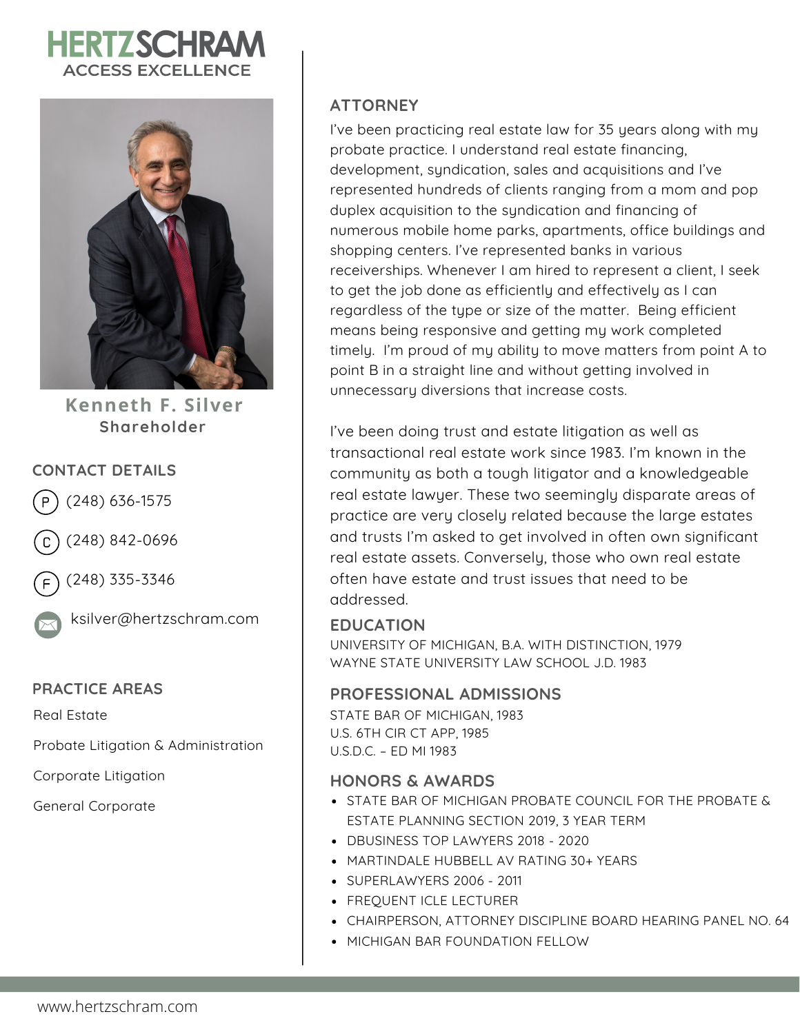# HERTZSCHRAM
ACCESS EXCELLENCE

**Kenneth F. Silver**
**Shareholder**

## CONTACT DETAILS

P (248) 636-1575

C (248) 842-0696

F (248) 335-3346

ksilver@hertzschram.com

## PRACTICE AREAS

Real Estate

Probate Litigation & Administration

Corporate Litigation

General Corporate

## ATTORNEY

I've been practicing real estate law for 35 years along with my probate practice. I understand real estate financing, development, syndication, sales and acquisitions and I've represented hundreds of clients ranging from a mom and pop duplex acquisition to the syndication and financing of numerous mobile home parks, apartments, office buildings and shopping centers. I've represented banks in various receiverships. Whenever I am hired to represent a client, I seek to get the job done as efficiently and effectively as I can regardless of the type or size of the matter. Being efficient means being responsive and getting my work completed timely. I'm proud of my ability to move matters from point A to point B in a straight line and without getting involved in unnecessary diversions that increase costs.

I've been doing trust and estate litigation as well as transactional real estate work since 1983. I'm known in the community as both a tough litigator and a knowledgeable real estate lawyer. These two seemingly disparate areas of practice are very closely related because the large estates and trusts I'm asked to get involved in often own significant real estate assets. Conversely, those who own real estate often have estate and trust issues that need to be addressed.

## EDUCATION

UNIVERSITY OF MICHIGAN, B.A. WITH DISTINCTION, 1979
WAYNE STATE UNIVERSITY LAW SCHOOL J.D. 1983

## PROFESSIONAL ADMISSIONS

STATE BAR OF MICHIGAN, 1983
U.S. 6TH CIR CT APP, 1985
U.S.D.C. – ED MI 1983

## HONORS & AWARDS

- STATE BAR OF MICHIGAN PROBATE COUNCIL FOR THE PROBATE & ESTATE PLANNING SECTION 2019, 3 YEAR TERM
- DBUSINESS TOP LAWYERS 2018 - 2020
- MARTINDALE HUBBELL AV RATING 30+ YEARS
- SUPERLAWYERS 2006 - 2011
- FREQUENT ICLE LECTURER
- CHAIRPERSON, ATTORNEY DISCIPLINE BOARD HEARING PANEL NO. 64
- MICHIGAN BAR FOUNDATION FELLOW

www.hertzschram.com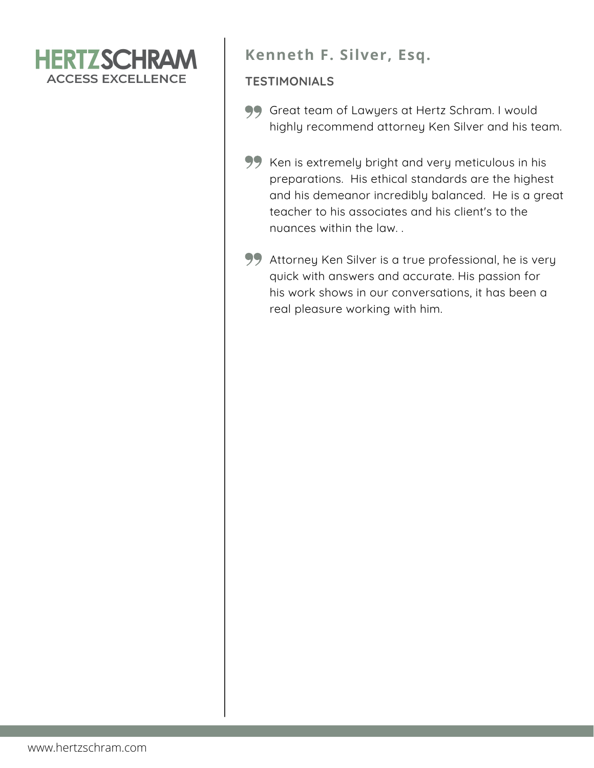HERTZSCHRAM
ACCESS EXCELLENCE

# Kenneth F. Silver, Esq.

## TESTIMONIALS

> Great team of Lawyers at Hertz Schram. I would highly recommend attorney Ken Silver and his team.

> Ken is extremely bright and very meticulous in his preparations.  His ethical standards are the highest and his demeanor incredibly balanced.  He is a great teacher to his associates and his client's to the nuances within the law. .

> Attorney Ken Silver is a true professional, he is very quick with answers and accurate. His passion for his work shows in our conversations, it has been a real pleasure working with him.

www.hertzschram.com